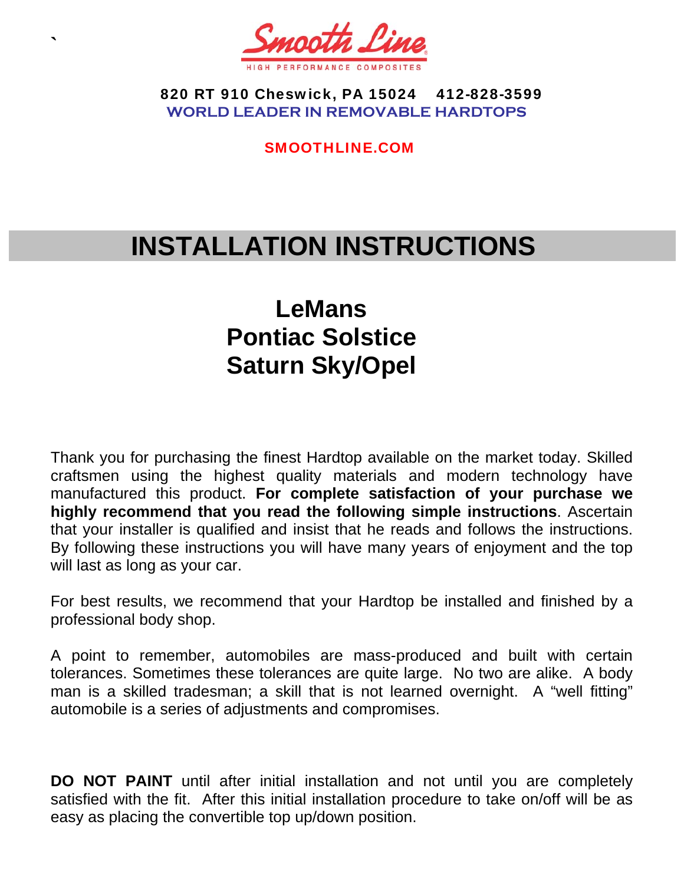`

**Smooth Line**

HIGH PERFORMANCE COMPOSITES

**820 RT 910 Cheswick, PA 15024 412-828-3599**

**WORLD LEADER IN REMOVABLE HARDTOPS**

**SMOOTHLINE.COM**

# INSTALLATION INSTRUCTIONS

## LeMans
## Pontiac Solstice
## Saturn Sky/Opel

Thank you for purchasing the finest Hardtop available on the market today. Skilled craftsmen using the highest quality materials and modern technology have manufactured this product. **For complete satisfaction of your purchase we highly recommend that you read the following simple instructions**. Ascertain that your installer is qualified and insist that he reads and follows the instructions. By following these instructions you will have many years of enjoyment and the top will last as long as your car.

For best results, we recommend that your Hardtop be installed and finished by a professional body shop.

A point to remember, automobiles are mass-produced and built with certain tolerances. Sometimes these tolerances are quite large. No two are alike. A body man is a skilled tradesman; a skill that is not learned overnight. A "well fitting" automobile is a series of adjustments and compromises.

**DO NOT PAINT** until after initial installation and not until you are completely satisfied with the fit. After this initial installation procedure to take on/off will be as easy as placing the convertible top up/down position.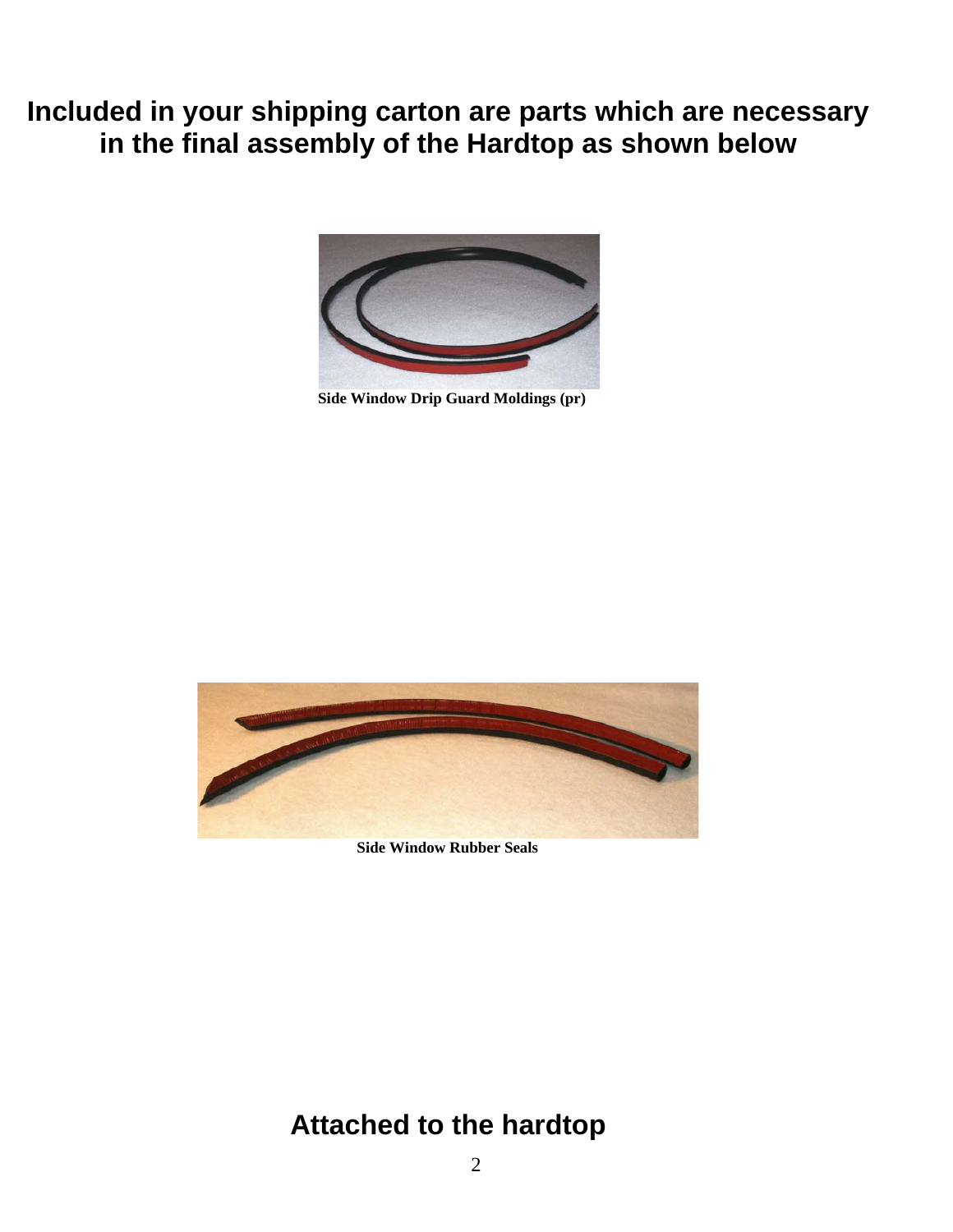# Included in your shipping carton are parts which are necessary in the final assembly of the Hardtop as shown below

**Side Window Drip Guard Moldings (pr)**

**Side Window Rubber Seals**

## Attached to the hardtop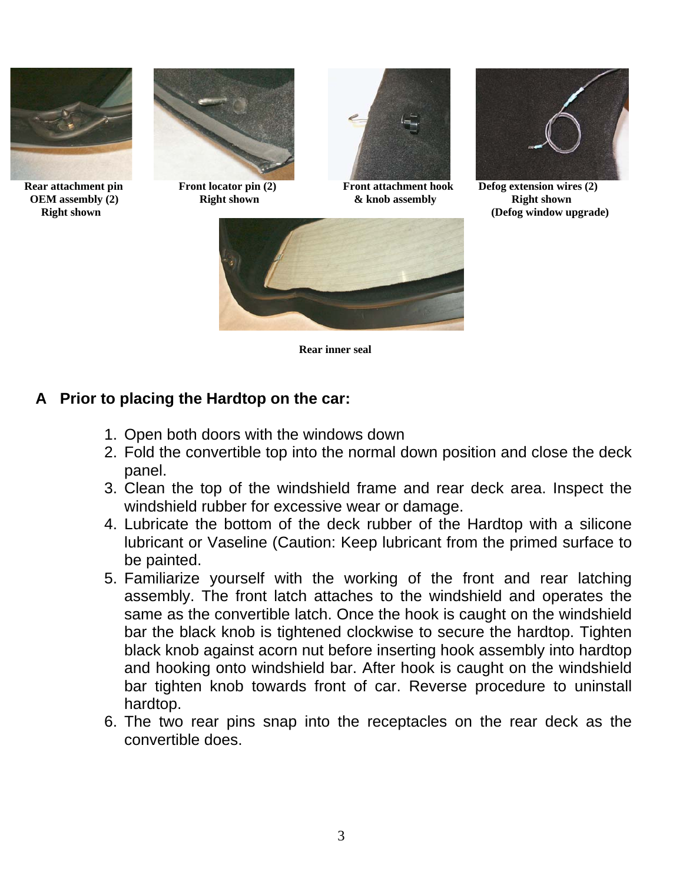**Rear attachment pin OEM assembly (2) Right shown**

**Front locator pin (2) Right shown**

**Front attachment hook & knob assembly**

**Defog extension wires (2) Right shown (Defog window upgrade)**

**Rear inner seal**

## A Prior to placing the Hardtop on the car:

1. Open both doors with the windows down
2. Fold the convertible top into the normal down position and close the deck panel.
3. Clean the top of the windshield frame and rear deck area. Inspect the windshield rubber for excessive wear or damage.
4. Lubricate the bottom of the deck rubber of the Hardtop with a silicone lubricant or Vaseline (Caution: Keep lubricant from the primed surface to be painted.
5. Familiarize yourself with the working of the front and rear latching assembly. The front latch attaches to the windshield and operates the same as the convertible latch. Once the hook is caught on the windshield bar the black knob is tightened clockwise to secure the hardtop. Tighten black knob against acorn nut before inserting hook assembly into hardtop and hooking onto windshield bar. After hook is caught on the windshield bar tighten knob towards front of car. Reverse procedure to uninstall hardtop.
6. The two rear pins snap into the receptacles on the rear deck as the convertible does.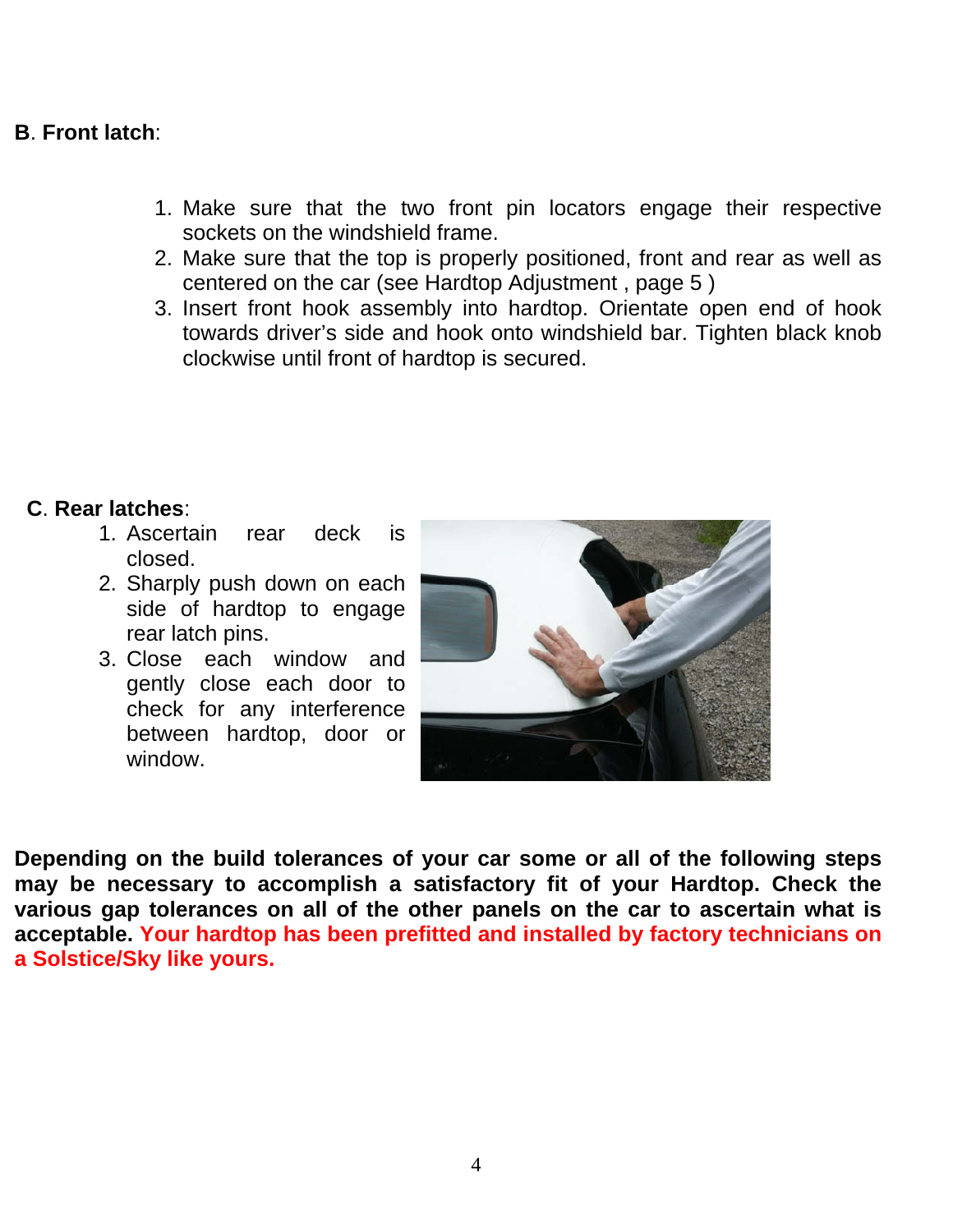**B**. **Front latch**:

1. Make sure that the two front pin locators engage their respective sockets on the windshield frame.
2. Make sure that the top is properly positioned, front and rear as well as centered on the car (see Hardtop Adjustment , page 5 )
3. Insert front hook assembly into hardtop. Orientate open end of hook towards driver's side and hook onto windshield bar. Tighten black knob clockwise until front of hardtop is secured.

**C**. **Rear latches**:

1. Ascertain rear deck is closed.
2. Sharply push down on each side of hardtop to engage rear latch pins.
3. Close each window and gently close each door to check for any interference between hardtop, door or window.

**Depending on the build tolerances of your car some or all of the following steps may be necessary to accomplish a satisfactory fit of your Hardtop. Check the various gap tolerances on all of the other panels on the car to ascertain what is acceptable. Your hardtop has been prefitted and installed by factory technicians on a Solstice/Sky like yours.**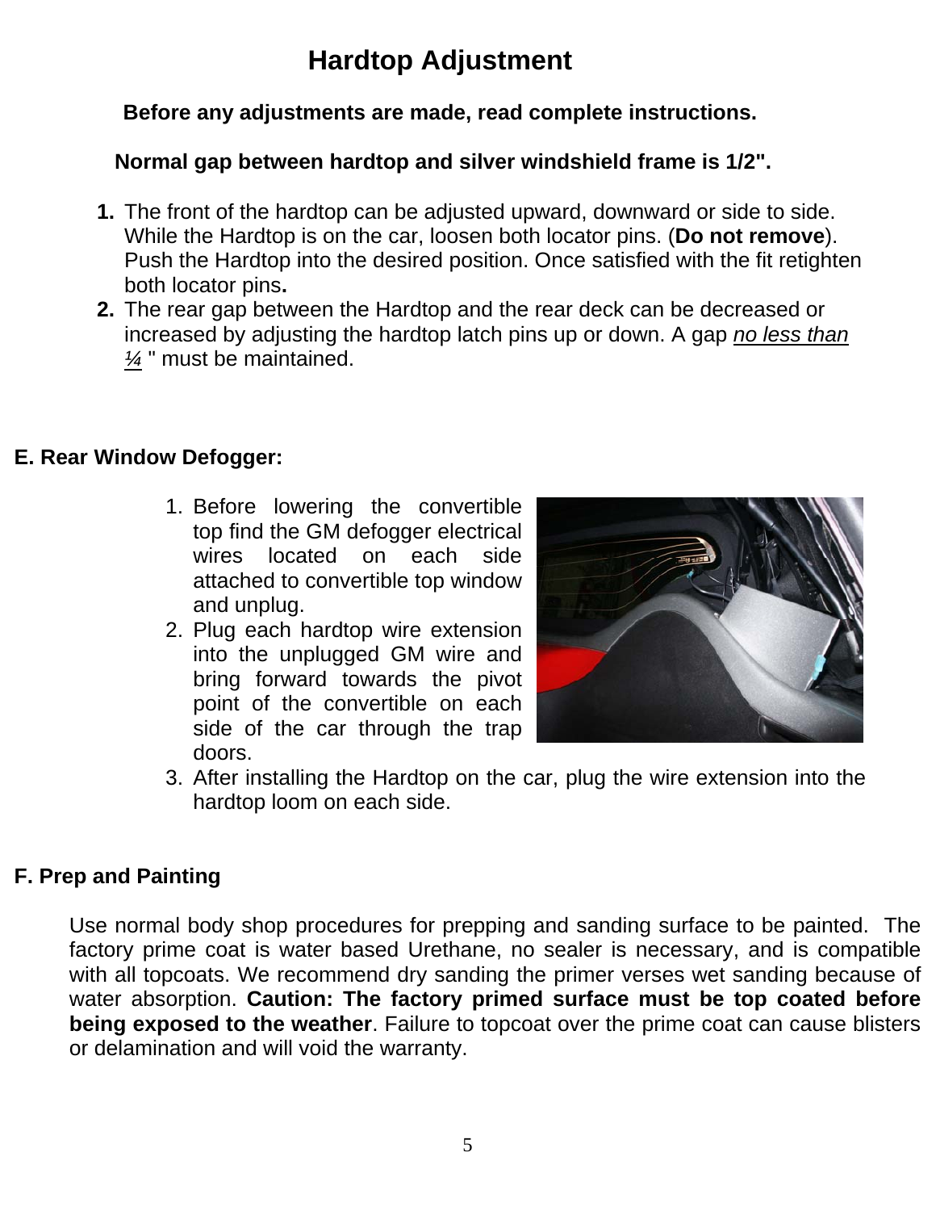# Hardtop Adjustment

**Before any adjustments are made, read complete instructions.**

**Normal gap between hardtop and silver windshield frame is 1/2".**

1. The front of the hardtop can be adjusted upward, downward or side to side. While the Hardtop is on the car, loosen both locator pins. (**Do not remove**). Push the Hardtop into the desired position. Once satisfied with the fit retighten both locator pins**.**
2. The rear gap between the Hardtop and the rear deck can be decreased or increased by adjusting the hardtop latch pins up or down. A gap *no less than ¼* " must be maintained.

## E. Rear Window Defogger:

1. Before lowering the convertible top find the GM defogger electrical wires located on each side attached to convertible top window and unplug.
2. Plug each hardtop wire extension into the unplugged GM wire and bring forward towards the pivot point of the convertible on each side of the car through the trap doors.
3. After installing the Hardtop on the car, plug the wire extension into the hardtop loom on each side.

## F. Prep and Painting

Use normal body shop procedures for prepping and sanding surface to be painted. The factory prime coat is water based Urethane, no sealer is necessary, and is compatible with all topcoats. We recommend dry sanding the primer verses wet sanding because of water absorption. **Caution: The factory primed surface must be top coated before being exposed to the weather**. Failure to topcoat over the prime coat can cause blisters or delamination and will void the warranty.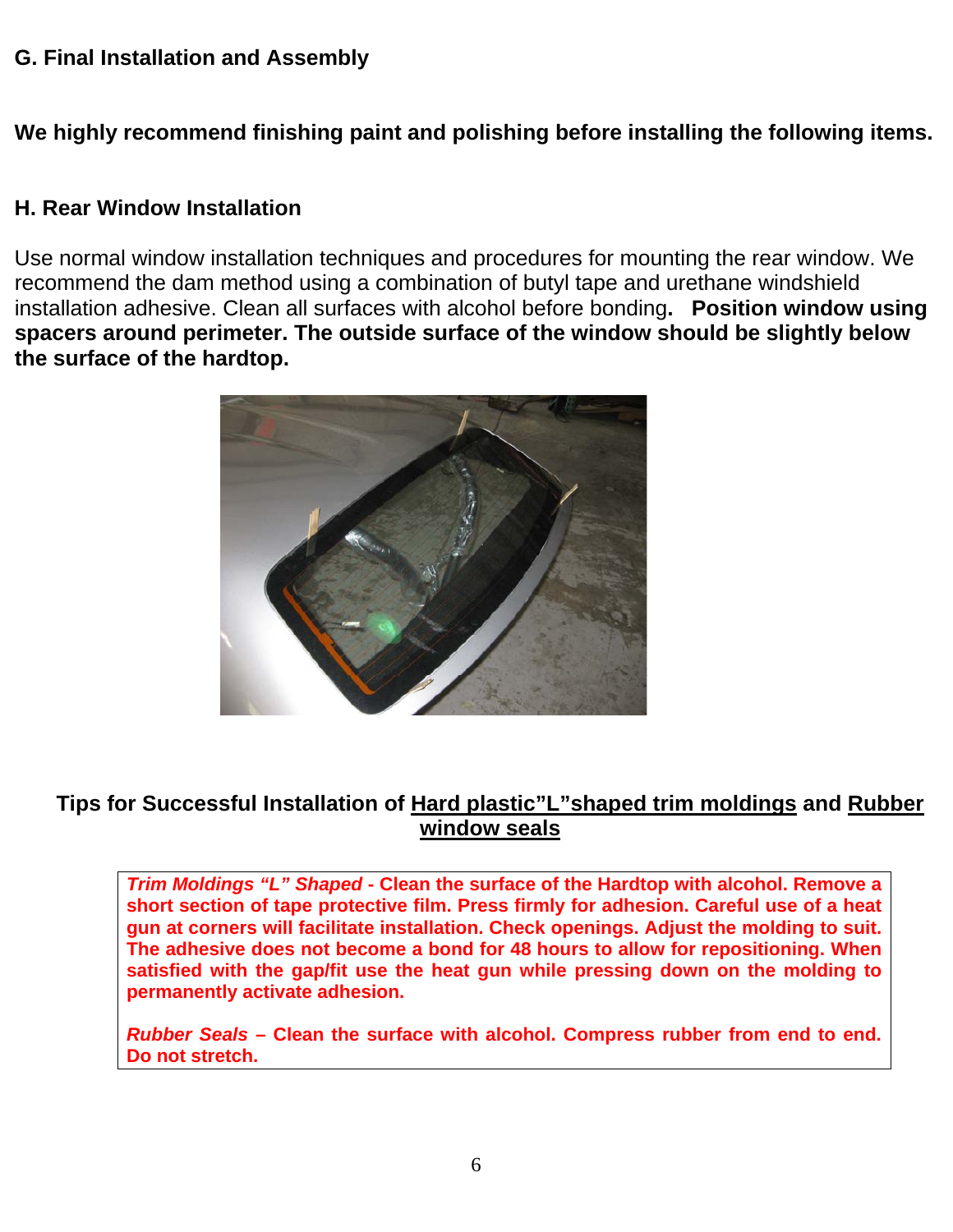## G. Final Installation and Assembly

**We highly recommend finishing paint and polishing before installing the following items.**

## H. Rear Window Installation

Use normal window installation techniques and procedures for mounting the rear window. We recommend the dam method using a combination of butyl tape and urethane windshield installation adhesive. Clean all surfaces with alcohol before bonding**. Position window using spacers around perimeter. The outside surface of the window should be slightly below the surface of the hardtop.**

### Tips for Successful Installation of Hard plastic"L"shaped trim moldings and Rubber window seals

***Trim Moldings "L" Shaped*** **- Clean the surface of the Hardtop with alcohol. Remove a short section of tape protective film. Press firmly for adhesion. Careful use of a heat gun at corners will facilitate installation. Check openings. Adjust the molding to suit. The adhesive does not become a bond for 48 hours to allow for repositioning. When satisfied with the gap/fit use the heat gun while pressing down on the molding to permanently activate adhesion.**

***Rubber Seals*** **– Clean the surface with alcohol. Compress rubber from end to end. Do not stretch.**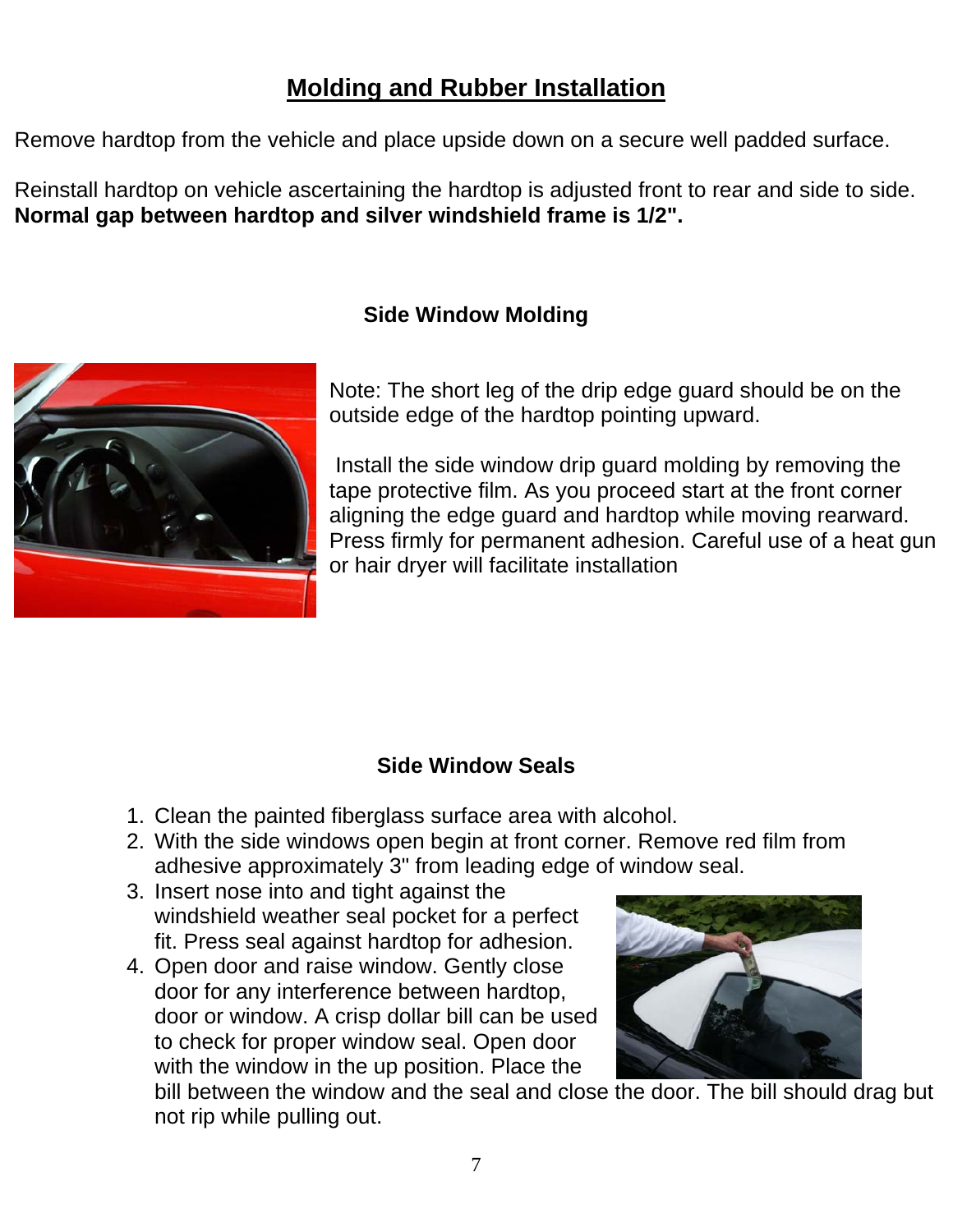# Molding and Rubber Installation

Remove hardtop from the vehicle and place upside down on a secure well padded surface.

Reinstall hardtop on vehicle ascertaining the hardtop is adjusted front to rear and side to side. **Normal gap between hardtop and silver windshield frame is 1/2".**

## Side Window Molding

Note: The short leg of the drip edge guard should be on the outside edge of the hardtop pointing upward.

Install the side window drip guard molding by removing the tape protective film. As you proceed start at the front corner aligning the edge guard and hardtop while moving rearward. Press firmly for permanent adhesion. Careful use of a heat gun or hair dryer will facilitate installation

## Side Window Seals

1. Clean the painted fiberglass surface area with alcohol.
2. With the side windows open begin at front corner. Remove red film from adhesive approximately 3" from leading edge of window seal.
3. Insert nose into and tight against the windshield weather seal pocket for a perfect fit. Press seal against hardtop for adhesion.
4. Open door and raise window. Gently close door for any interference between hardtop, door or window. A crisp dollar bill can be used to check for proper window seal. Open door with the window in the up position. Place the bill between the window and the seal and close the door. The bill should drag but not rip while pulling out.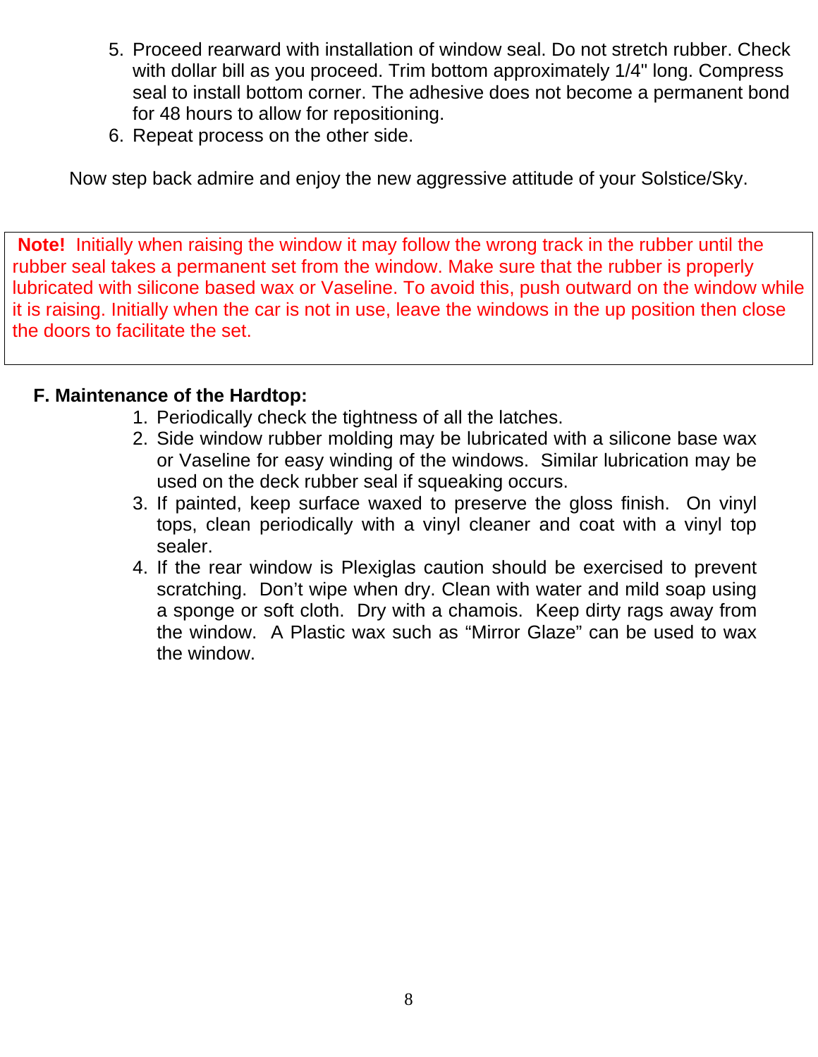5. Proceed rearward with installation of window seal. Do not stretch rubber. Check with dollar bill as you proceed. Trim bottom approximately 1/4" long. Compress seal to install bottom corner. The adhesive does not become a permanent bond for 48 hours to allow for repositioning.
6. Repeat process on the other side.

Now step back admire and enjoy the new aggressive attitude of your Solstice/Sky.

**Note!** Initially when raising the window it may follow the wrong track in the rubber until the rubber seal takes a permanent set from the window. Make sure that the rubber is properly lubricated with silicone based wax or Vaseline. To avoid this, push outward on the window while it is raising. Initially when the car is not in use, leave the windows in the up position then close the doors to facilitate the set.

## F. Maintenance of the Hardtop:

1. Periodically check the tightness of all the latches.
2. Side window rubber molding may be lubricated with a silicone base wax or Vaseline for easy winding of the windows. Similar lubrication may be used on the deck rubber seal if squeaking occurs.
3. If painted, keep surface waxed to preserve the gloss finish. On vinyl tops, clean periodically with a vinyl cleaner and coat with a vinyl top sealer.
4. If the rear window is Plexiglas caution should be exercised to prevent scratching. Don't wipe when dry. Clean with water and mild soap using a sponge or soft cloth. Dry with a chamois. Keep dirty rags away from the window. A Plastic wax such as "Mirror Glaze" can be used to wax the window.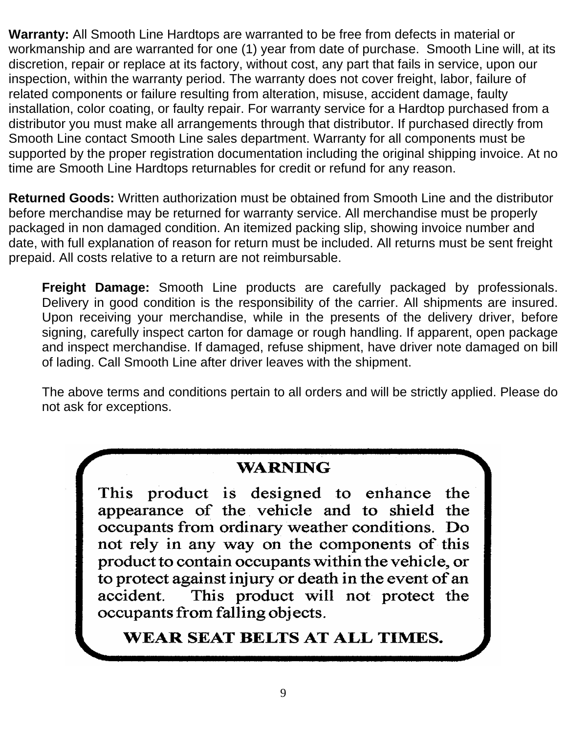**Warranty:** All Smooth Line Hardtops are warranted to be free from defects in material or workmanship and are warranted for one (1) year from date of purchase. Smooth Line will, at its discretion, repair or replace at its factory, without cost, any part that fails in service, upon our inspection, within the warranty period. The warranty does not cover freight, labor, failure of related components or failure resulting from alteration, misuse, accident damage, faulty installation, color coating, or faulty repair. For warranty service for a Hardtop purchased from a distributor you must make all arrangements through that distributor. If purchased directly from Smooth Line contact Smooth Line sales department. Warranty for all components must be supported by the proper registration documentation including the original shipping invoice. At no time are Smooth Line Hardtops returnables for credit or refund for any reason.

**Returned Goods:** Written authorization must be obtained from Smooth Line and the distributor before merchandise may be returned for warranty service. All merchandise must be properly packaged in non damaged condition. An itemized packing slip, showing invoice number and date, with full explanation of reason for return must be included. All returns must be sent freight prepaid. All costs relative to a return are not reimbursable.

**Freight Damage:** Smooth Line products are carefully packaged by professionals. Delivery in good condition is the responsibility of the carrier. All shipments are insured. Upon receiving your merchandise, while in the presents of the delivery driver, before signing, carefully inspect carton for damage or rough handling. If apparent, open package and inspect merchandise. If damaged, refuse shipment, have driver note damaged on bill of lading. Call Smooth Line after driver leaves with the shipment.

The above terms and conditions pertain to all orders and will be strictly applied. Please do not ask for exceptions.

**WARNING**

This product is designed to enhance the appearance of the vehicle and to shield the occupants from ordinary weather conditions. Do not rely in any way on the components of this product to contain occupants within the vehicle, or to protect against injury or death in the event of an accident. This product will not protect the occupants from falling objects.

**WEAR SEAT BELTS AT ALL TIMES.**